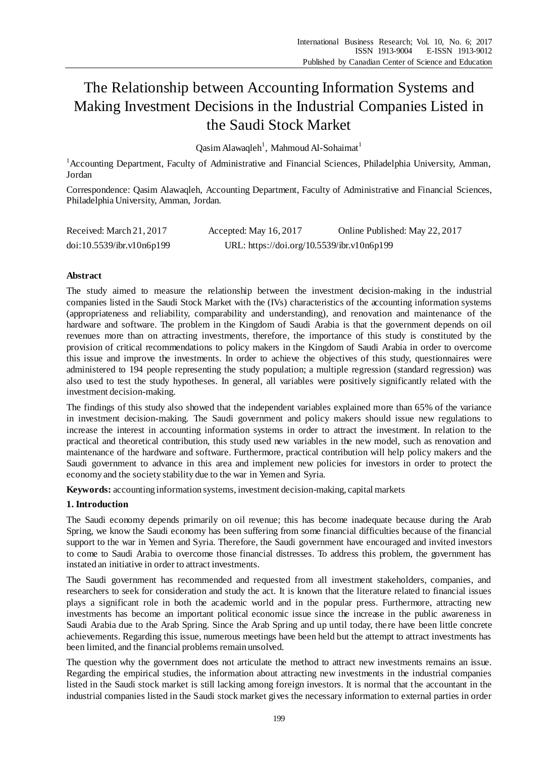# The Relationship between Accounting Information Systems and Making Investment Decisions in the Industrial Companies Listed in the Saudi Stock Market

Qasim Alawaqleh[1], Mahmoud Al-Sohaimat[1]

[1]Accounting Department, Faculty of Administrative and Financial Sciences, Philadelphia University, Amman, Jordan

Correspondence: Qasim Alawaqleh, Accounting Department, Faculty of Administrative and Financial Sciences, Philadelphia University, Amman, Jordan.

Received: March 21, 2017    Accepted: May 16, 2017    Online Published: May 22, 2017

doi:10.5539/ibr.v10n6p199    URL: https://doi.org/10.5539/ibr.v10n6p199

## Abstract

The study aimed to measure the relationship between the investment decision-making in the industrial companies listed in the Saudi Stock Market with the (IVs) characteristics of the accounting information systems (appropriateness and reliability, comparability and understanding), and renovation and maintenance of the hardware and software. The problem in the Kingdom of Saudi Arabia is that the government depends on oil revenues more than on attracting investments, therefore, the importance of this study is constituted by the provision of critical recommendations to policy makers in the Kingdom of Saudi Arabia in order to overcome this issue and improve the investments. In order to achieve the objectives of this study, questionnaires were administered to 194 people representing the study population; a multiple regression (standard regression) was also used to test the study hypotheses. In general, all variables were positively significantly related with the investment decision-making.

The findings of this study also showed that the independent variables explained more than 65% of the variance in investment decision-making. The Saudi government and policy makers should issue new regulations to increase the interest in accounting information systems in order to attract the investment. In relation to the practical and theoretical contribution, this study used new variables in the new model, such as renovation and maintenance of the hardware and software. Furthermore, practical contribution will help policy makers and the Saudi government to advance in this area and implement new policies for investors in order to protect the economy and the society stability due to the war in Yemen and Syria.

**Keywords:** accounting information systems, investment decision-making, capital markets

## 1. Introduction

The Saudi economy depends primarily on oil revenue; this has become inadequate because during the Arab Spring, we know the Saudi economy has been suffering from some financial difficulties because of the financial support to the war in Yemen and Syria. Therefore, the Saudi government have encouraged and invited investors to come to Saudi Arabia to overcome those financial distresses. To address this problem, the government has instated an initiative in order to attract investments.

The Saudi government has recommended and requested from all investment stakeholders, companies, and researchers to seek for consideration and study the act. It is known that the literature related to financial issues plays a significant role in both the academic world and in the popular press. Furthermore, attracting new investments has become an important political economic issue since the increase in the public awareness in Saudi Arabia due to the Arab Spring. Since the Arab Spring and up until today, there have been little concrete achievements. Regarding this issue, numerous meetings have been held but the attempt to attract investments has been limited, and the financial problems remain unsolved.

The question why the government does not articulate the method to attract new investments remains an issue. Regarding the empirical studies, the information about attracting new investments in the industrial companies listed in the Saudi stock market is still lacking among foreign investors. It is normal that the accountant in the industrial companies listed in the Saudi stock market gives the necessary information to external parties in order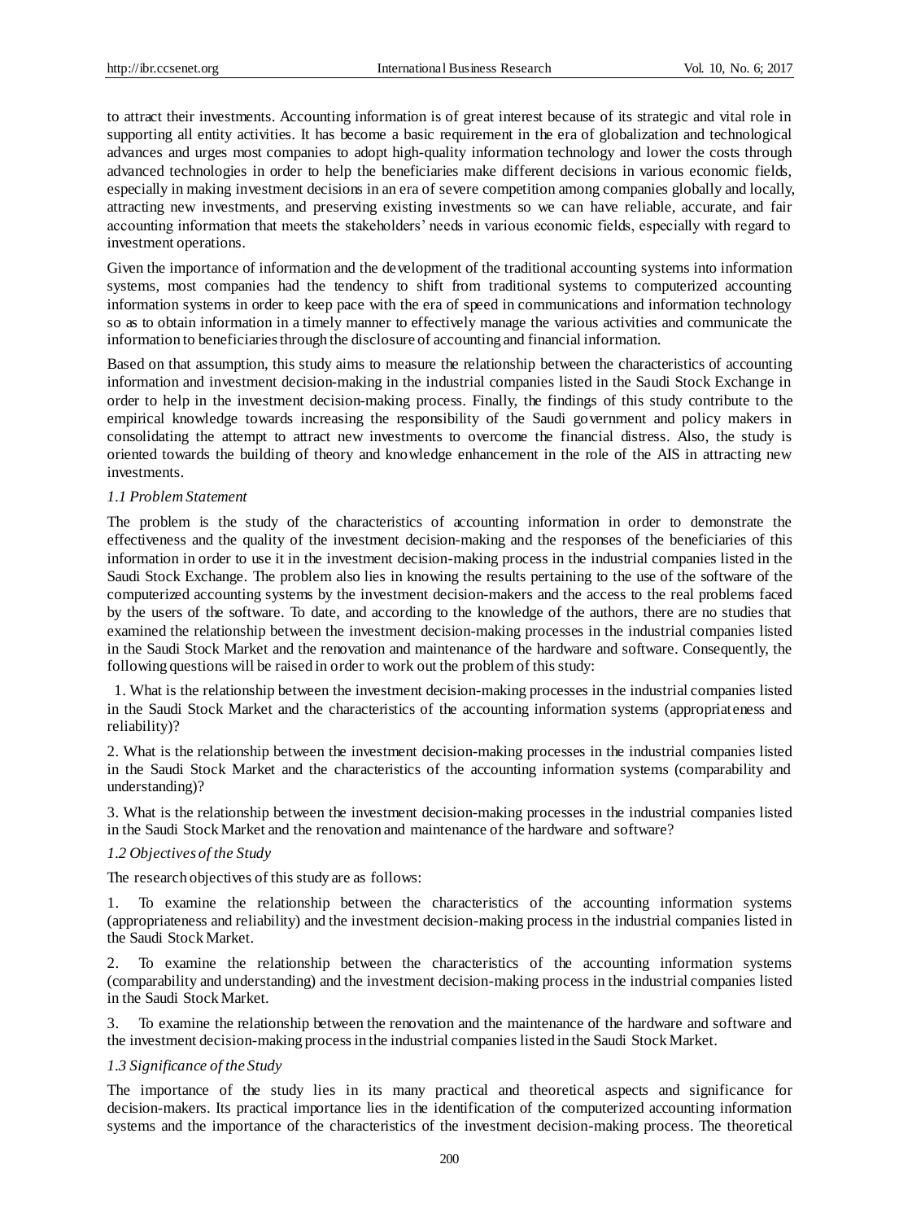to attract their investments. Accounting information is of great interest because of its strategic and vital role in supporting all entity activities. It has become a basic requirement in the era of globalization and technological advances and urges most companies to adopt high-quality information technology and lower the costs through advanced technologies in order to help the beneficiaries make different decisions in various economic fields, especially in making investment decisions in an era of severe competition among companies globally and locally, attracting new investments, and preserving existing investments so we can have reliable, accurate, and fair accounting information that meets the stakeholders' needs in various economic fields, especially with regard to investment operations.

Given the importance of information and the development of the traditional accounting systems into information systems, most companies had the tendency to shift from traditional systems to computerized accounting information systems in order to keep pace with the era of speed in communications and information technology so as to obtain information in a timely manner to effectively manage the various activities and communicate the information to beneficiaries through the disclosure of accounting and financial information.

Based on that assumption, this study aims to measure the relationship between the characteristics of accounting information and investment decision-making in the industrial companies listed in the Saudi Stock Exchange in order to help in the investment decision-making process. Finally, the findings of this study contribute to the empirical knowledge towards increasing the responsibility of the Saudi government and policy makers in consolidating the attempt to attract new investments to overcome the financial distress. Also, the study is oriented towards the building of theory and knowledge enhancement in the role of the AIS in attracting new investments.

### *1.1 Problem Statement*

The problem is the study of the characteristics of accounting information in order to demonstrate the effectiveness and the quality of the investment decision-making and the responses of the beneficiaries of this information in order to use it in the investment decision-making process in the industrial companies listed in the Saudi Stock Exchange. The problem also lies in knowing the results pertaining to the use of the software of the computerized accounting systems by the investment decision-makers and the access to the real problems faced by the users of the software. To date, and according to the knowledge of the authors, there are no studies that examined the relationship between the investment decision-making processes in the industrial companies listed in the Saudi Stock Market and the renovation and maintenance of the hardware and software. Consequently, the following questions will be raised in order to work out the problem of this study:

1. What is the relationship between the investment decision-making processes in the industrial companies listed in the Saudi Stock Market and the characteristics of the accounting information systems (appropriateness and reliability)?

2. What is the relationship between the investment decision-making processes in the industrial companies listed in the Saudi Stock Market and the characteristics of the accounting information systems (comparability and understanding)?

3. What is the relationship between the investment decision-making processes in the industrial companies listed in the Saudi Stock Market and the renovation and maintenance of the hardware and software?

### *1.2 Objectives of the Study*

The research objectives of this study are as follows:

1. To examine the relationship between the characteristics of the accounting information systems (appropriateness and reliability) and the investment decision-making process in the industrial companies listed in the Saudi Stock Market.

2. To examine the relationship between the characteristics of the accounting information systems (comparability and understanding) and the investment decision-making process in the industrial companies listed in the Saudi Stock Market.

3. To examine the relationship between the renovation and the maintenance of the hardware and software and the investment decision-making process in the industrial companies listed in the Saudi Stock Market.

### *1.3 Significance of the Study*

The importance of the study lies in its many practical and theoretical aspects and significance for decision-makers. Its practical importance lies in the identification of the computerized accounting information systems and the importance of the characteristics of the investment decision-making process. The theoretical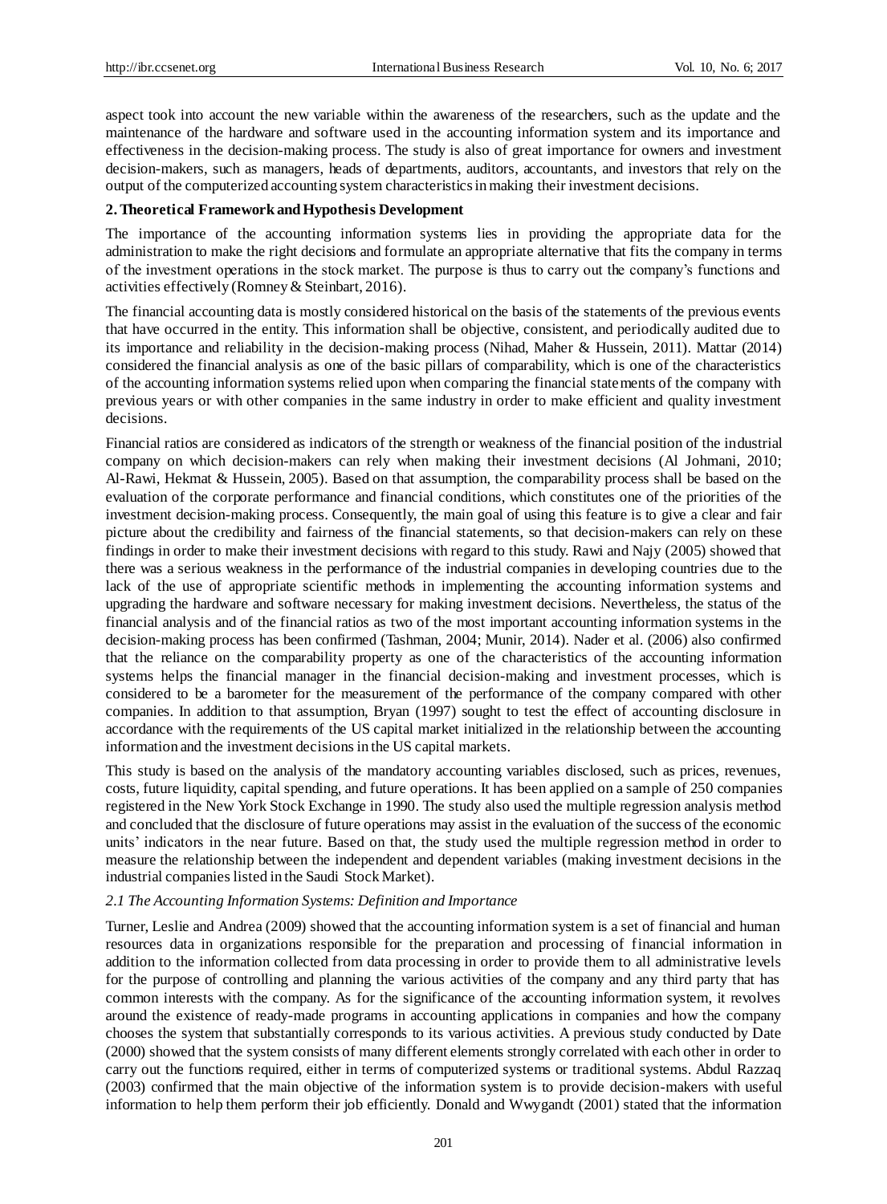aspect took into account the new variable within the awareness of the researchers, such as the update and the maintenance of the hardware and software used in the accounting information system and its importance and effectiveness in the decision-making process. The study is also of great importance for owners and investment decision-makers, such as managers, heads of departments, auditors, accountants, and investors that rely on the output of the computerized accounting system characteristics in making their investment decisions.

## 2. Theoretical Framework and Hypothesis Development

The importance of the accounting information systems lies in providing the appropriate data for the administration to make the right decisions and formulate an appropriate alternative that fits the company in terms of the investment operations in the stock market. The purpose is thus to carry out the company's functions and activities effectively (Romney & Steinbart, 2016).

The financial accounting data is mostly considered historical on the basis of the statements of the previous events that have occurred in the entity. This information shall be objective, consistent, and periodically audited due to its importance and reliability in the decision-making process (Nihad, Maher & Hussein, 2011). Mattar (2014) considered the financial analysis as one of the basic pillars of comparability, which is one of the characteristics of the accounting information systems relied upon when comparing the financial statements of the company with previous years or with other companies in the same industry in order to make efficient and quality investment decisions.

Financial ratios are considered as indicators of the strength or weakness of the financial position of the industrial company on which decision-makers can rely when making their investment decisions (Al Johmani, 2010; Al-Rawi, Hekmat & Hussein, 2005). Based on that assumption, the comparability process shall be based on the evaluation of the corporate performance and financial conditions, which constitutes one of the priorities of the investment decision-making process. Consequently, the main goal of using this feature is to give a clear and fair picture about the credibility and fairness of the financial statements, so that decision-makers can rely on these findings in order to make their investment decisions with regard to this study. Rawi and Najy (2005) showed that there was a serious weakness in the performance of the industrial companies in developing countries due to the lack of the use of appropriate scientific methods in implementing the accounting information systems and upgrading the hardware and software necessary for making investment decisions. Nevertheless, the status of the financial analysis and of the financial ratios as two of the most important accounting information systems in the decision-making process has been confirmed (Tashman, 2004; Munir, 2014). Nader et al. (2006) also confirmed that the reliance on the comparability property as one of the characteristics of the accounting information systems helps the financial manager in the financial decision-making and investment processes, which is considered to be a barometer for the measurement of the performance of the company compared with other companies. In addition to that assumption, Bryan (1997) sought to test the effect of accounting disclosure in accordance with the requirements of the US capital market initialized in the relationship between the accounting information and the investment decisions in the US capital markets.

This study is based on the analysis of the mandatory accounting variables disclosed, such as prices, revenues, costs, future liquidity, capital spending, and future operations. It has been applied on a sample of 250 companies registered in the New York Stock Exchange in 1990. The study also used the multiple regression analysis method and concluded that the disclosure of future operations may assist in the evaluation of the success of the economic units' indicators in the near future. Based on that, the study used the multiple regression method in order to measure the relationship between the independent and dependent variables (making investment decisions in the industrial companies listed in the Saudi Stock Market).

### *2.1 The Accounting Information Systems: Definition and Importance*

Turner, Leslie and Andrea (2009) showed that the accounting information system is a set of financial and human resources data in organizations responsible for the preparation and processing of financial information in addition to the information collected from data processing in order to provide them to all administrative levels for the purpose of controlling and planning the various activities of the company and any third party that has common interests with the company. As for the significance of the accounting information system, it revolves around the existence of ready-made programs in accounting applications in companies and how the company chooses the system that substantially corresponds to its various activities. A previous study conducted by Date (2000) showed that the system consists of many different elements strongly correlated with each other in order to carry out the functions required, either in terms of computerized systems or traditional systems. Abdul Razzaq (2003) confirmed that the main objective of the information system is to provide decision-makers with useful information to help them perform their job efficiently. Donald and Wwygandt (2001) stated that the information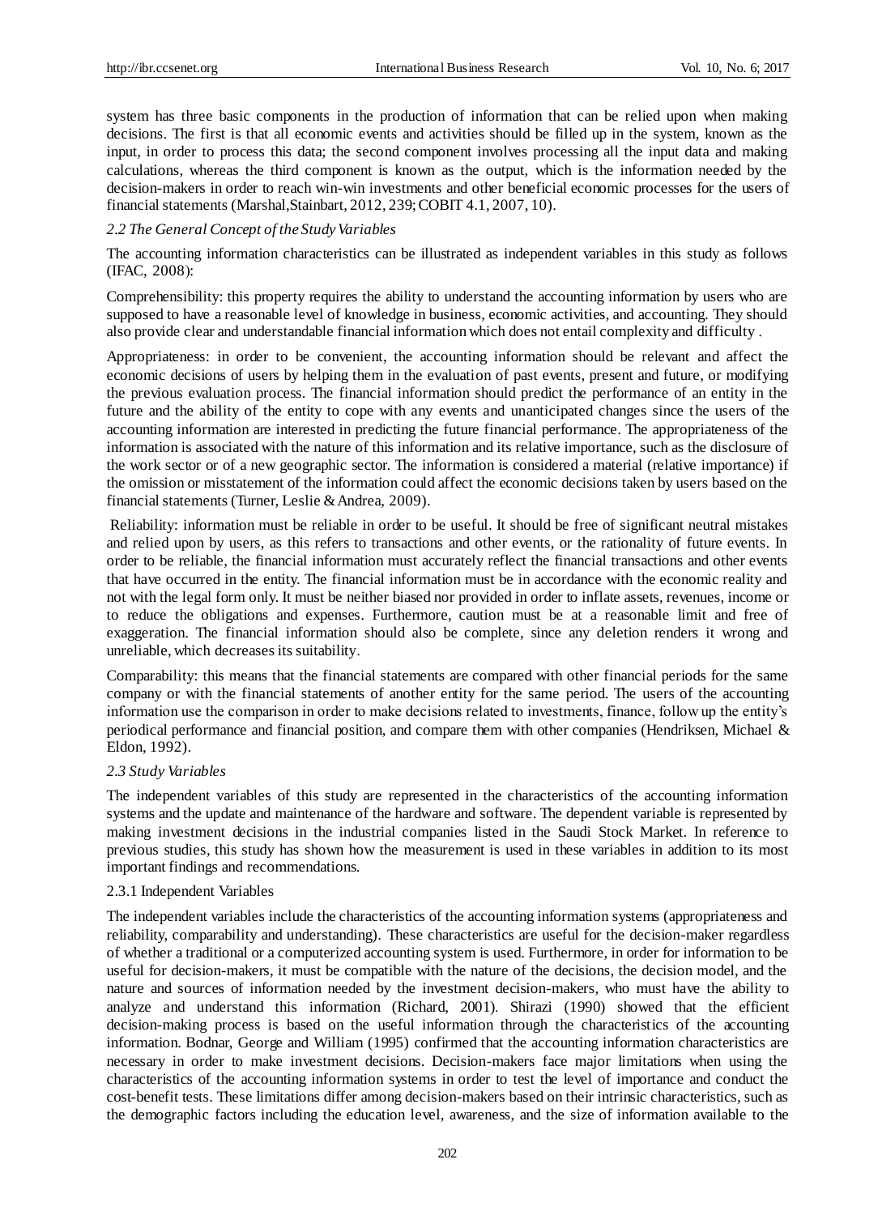system has three basic components in the production of information that can be relied upon when making decisions. The first is that all economic events and activities should be filled up in the system, known as the input, in order to process this data; the second component involves processing all the input data and making calculations, whereas the third component is known as the output, which is the information needed by the decision-makers in order to reach win-win investments and other beneficial economic processes for the users of financial statements (Marshal,Stainbart, 2012, 239; COBIT 4.1, 2007, 10).

### *2.2 The General Concept of the Study Variables*

The accounting information characteristics can be illustrated as independent variables in this study as follows (IFAC, 2008):

Comprehensibility: this property requires the ability to understand the accounting information by users who are supposed to have a reasonable level of knowledge in business, economic activities, and accounting. They should also provide clear and understandable financial information which does not entail complexity and difficulty .

Appropriateness: in order to be convenient, the accounting information should be relevant and affect the economic decisions of users by helping them in the evaluation of past events, present and future, or modifying the previous evaluation process. The financial information should predict the performance of an entity in the future and the ability of the entity to cope with any events and unanticipated changes since the users of the accounting information are interested in predicting the future financial performance. The appropriateness of the information is associated with the nature of this information and its relative importance, such as the disclosure of the work sector or of a new geographic sector. The information is considered a material (relative importance) if the omission or misstatement of the information could affect the economic decisions taken by users based on the financial statements (Turner, Leslie & Andrea, 2009).

Reliability: information must be reliable in order to be useful. It should be free of significant neutral mistakes and relied upon by users, as this refers to transactions and other events, or the rationality of future events. In order to be reliable, the financial information must accurately reflect the financial transactions and other events that have occurred in the entity. The financial information must be in accordance with the economic reality and not with the legal form only. It must be neither biased nor provided in order to inflate assets, revenues, income or to reduce the obligations and expenses. Furthermore, caution must be at a reasonable limit and free of exaggeration. The financial information should also be complete, since any deletion renders it wrong and unreliable, which decreases its suitability.

Comparability: this means that the financial statements are compared with other financial periods for the same company or with the financial statements of another entity for the same period. The users of the accounting information use the comparison in order to make decisions related to investments, finance, follow up the entity's periodical performance and financial position, and compare them with other companies (Hendriksen, Michael & Eldon, 1992).

### *2.3 Study Variables*

The independent variables of this study are represented in the characteristics of the accounting information systems and the update and maintenance of the hardware and software. The dependent variable is represented by making investment decisions in the industrial companies listed in the Saudi Stock Market. In reference to previous studies, this study has shown how the measurement is used in these variables in addition to its most important findings and recommendations.

#### 2.3.1 Independent Variables

The independent variables include the characteristics of the accounting information systems (appropriateness and reliability, comparability and understanding). These characteristics are useful for the decision-maker regardless of whether a traditional or a computerized accounting system is used. Furthermore, in order for information to be useful for decision-makers, it must be compatible with the nature of the decisions, the decision model, and the nature and sources of information needed by the investment decision-makers, who must have the ability to analyze and understand this information (Richard, 2001). Shirazi (1990) showed that the efficient decision-making process is based on the useful information through the characteristics of the accounting information. Bodnar, George and William (1995) confirmed that the accounting information characteristics are necessary in order to make investment decisions. Decision-makers face major limitations when using the characteristics of the accounting information systems in order to test the level of importance and conduct the cost-benefit tests. These limitations differ among decision-makers based on their intrinsic characteristics, such as the demographic factors including the education level, awareness, and the size of information available to the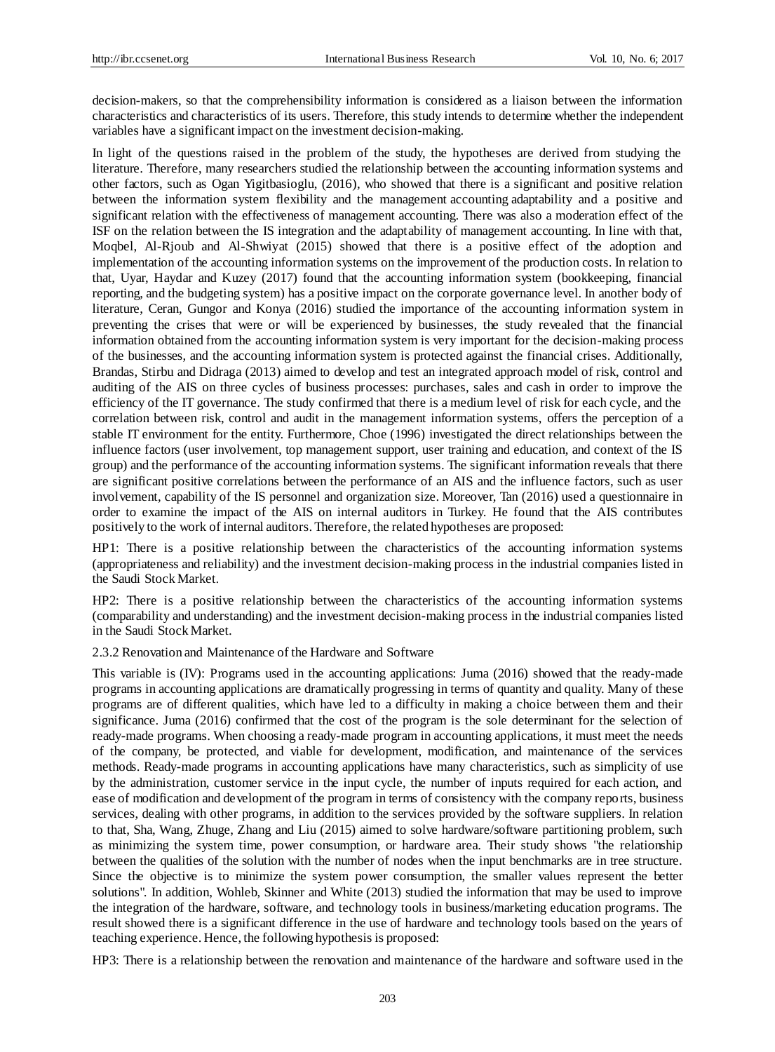decision-makers, so that the comprehensibility information is considered as a liaison between the information characteristics and characteristics of its users. Therefore, this study intends to determine whether the independent variables have a significant impact on the investment decision-making.

In light of the questions raised in the problem of the study, the hypotheses are derived from studying the literature. Therefore, many researchers studied the relationship between the accounting information systems and other factors, such as Ogan Yigitbasioglu, (2016), who showed that there is a significant and positive relation between the information system flexibility and the management accounting adaptability and a positive and significant relation with the effectiveness of management accounting. There was also a moderation effect of the ISF on the relation between the IS integration and the adaptability of management accounting. In line with that, Moqbel, Al-Rjoub and Al-Shwiyat (2015) showed that there is a positive effect of the adoption and implementation of the accounting information systems on the improvement of the production costs. In relation to that, Uyar, Haydar and Kuzey (2017) found that the accounting information system (bookkeeping, financial reporting, and the budgeting system) has a positive impact on the corporate governance level. In another body of literature, Ceran, Gungor and Konya (2016) studied the importance of the accounting information system in preventing the crises that were or will be experienced by businesses, the study revealed that the financial information obtained from the accounting information system is very important for the decision-making process of the businesses, and the accounting information system is protected against the financial crises. Additionally, Brandas, Stirbu and Didraga (2013) aimed to develop and test an integrated approach model of risk, control and auditing of the AIS on three cycles of business processes: purchases, sales and cash in order to improve the efficiency of the IT governance. The study confirmed that there is a medium level of risk for each cycle, and the correlation between risk, control and audit in the management information systems, offers the perception of a stable IT environment for the entity. Furthermore, Choe (1996) investigated the direct relationships between the influence factors (user involvement, top management support, user training and education, and context of the IS group) and the performance of the accounting information systems. The significant information reveals that there are significant positive correlations between the performance of an AIS and the influence factors, such as user involvement, capability of the IS personnel and organization size. Moreover, Tan (2016) used a questionnaire in order to examine the impact of the AIS on internal auditors in Turkey. He found that the AIS contributes positively to the work of internal auditors. Therefore, the related hypotheses are proposed:

HP1: There is a positive relationship between the characteristics of the accounting information systems (appropriateness and reliability) and the investment decision-making process in the industrial companies listed in the Saudi Stock Market.

HP2: There is a positive relationship between the characteristics of the accounting information systems (comparability and understanding) and the investment decision-making process in the industrial companies listed in the Saudi Stock Market.

#### 2.3.2 Renovation and Maintenance of the Hardware and Software

This variable is (IV): Programs used in the accounting applications: Juma (2016) showed that the ready-made programs in accounting applications are dramatically progressing in terms of quantity and quality. Many of these programs are of different qualities, which have led to a difficulty in making a choice between them and their significance. Juma (2016) confirmed that the cost of the program is the sole determinant for the selection of ready-made programs. When choosing a ready-made program in accounting applications, it must meet the needs of the company, be protected, and viable for development, modification, and maintenance of the services methods. Ready-made programs in accounting applications have many characteristics, such as simplicity of use by the administration, customer service in the input cycle, the number of inputs required for each action, and ease of modification and development of the program in terms of consistency with the company reports, business services, dealing with other programs, in addition to the services provided by the software suppliers. In relation to that, Sha, Wang, Zhuge, Zhang and Liu (2015) aimed to solve hardware/software partitioning problem, such as minimizing the system time, power consumption, or hardware area. Their study shows "the relationship between the qualities of the solution with the number of nodes when the input benchmarks are in tree structure. Since the objective is to minimize the system power consumption, the smaller values represent the better solutions". In addition, Wohleb, Skinner and White (2013) studied the information that may be used to improve the integration of the hardware, software, and technology tools in business/marketing education programs. The result showed there is a significant difference in the use of hardware and technology tools based on the years of teaching experience. Hence, the following hypothesis is proposed:

HP3: There is a relationship between the renovation and maintenance of the hardware and software used in the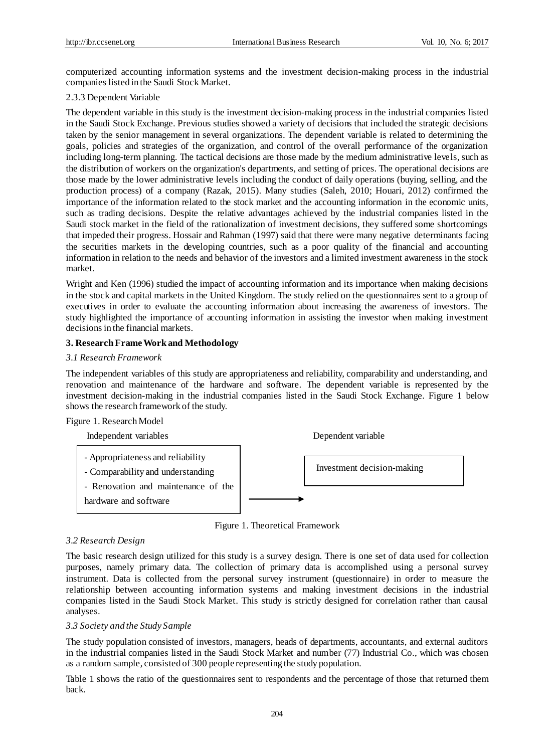computerized accounting information systems and the investment decision-making process in the industrial companies listed in the Saudi Stock Market.

2.3.3 Dependent Variable

The dependent variable in this study is the investment decision-making process in the industrial companies listed in the Saudi Stock Exchange. Previous studies showed a variety of decisions that included the strategic decisions taken by the senior management in several organizations. The dependent variable is related to determining the goals, policies and strategies of the organization, and control of the overall performance of the organization including long-term planning. The tactical decisions are those made by the medium administrative levels, such as the distribution of workers on the organization's departments, and setting of prices. The operational decisions are those made by the lower administrative levels including the conduct of daily operations (buying, selling, and the production process) of a company (Razak, 2015). Many studies (Saleh, 2010; Houari, 2012) confirmed the importance of the information related to the stock market and the accounting information in the economic units, such as trading decisions. Despite the relative advantages achieved by the industrial companies listed in the Saudi stock market in the field of the rationalization of investment decisions, they suffered some shortcomings that impeded their progress. Hossair and Rahman (1997) said that there were many negative determinants facing the securities markets in the developing countries, such as a poor quality of the financial and accounting information in relation to the needs and behavior of the investors and a limited investment awareness in the stock market.

Wright and Ken (1996) studied the impact of accounting information and its importance when making decisions in the stock and capital markets in the United Kingdom. The study relied on the questionnaires sent to a group of executives in order to evaluate the accounting information about increasing the awareness of investors. The study highlighted the importance of accounting information in assisting the investor when making investment decisions in the financial markets.

## 3. Research Frame Work and Methodology

### *3.1 Research Framework*

The independent variables of this study are appropriateness and reliability, comparability and understanding, and renovation and maintenance of the hardware and software. The dependent variable is represented by the investment decision-making in the industrial companies listed in the Saudi Stock Exchange. Figure 1 below shows the research framework of the study.

Figure 1. Research Model

| Independent variables | | Dependent variable |
|---|---|---|
| - Appropriateness and reliability<br>- Comparability and understanding<br>- Renovation and maintenance of the hardware and software | → | Investment decision-making |

Figure 1. Theoretical Framework

### *3.2 Research Design*

The basic research design utilized for this study is a survey design. There is one set of data used for collection purposes, namely primary data. The collection of primary data is accomplished using a personal survey instrument. Data is collected from the personal survey instrument (questionnaire) in order to measure the relationship between accounting information systems and making investment decisions in the industrial companies listed in the Saudi Stock Market. This study is strictly designed for correlation rather than causal analyses.

### *3.3 Society and the Study Sample*

The study population consisted of investors, managers, heads of departments, accountants, and external auditors in the industrial companies listed in the Saudi Stock Market and number (77) Industrial Co., which was chosen as a random sample, consisted of 300 people representing the study population.

Table 1 shows the ratio of the questionnaires sent to respondents and the percentage of those that returned them back.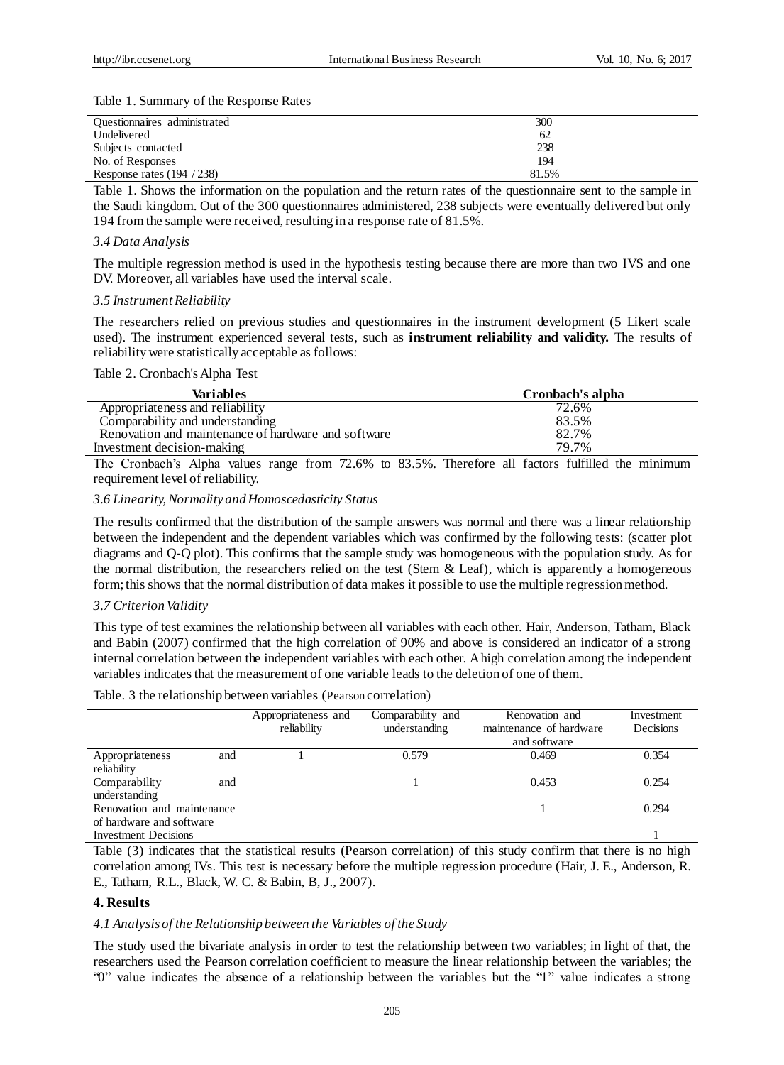Table 1. Summary of the Response Rates

| | |
|---|---|
| Questionnaires administrated | 300 |
| Undelivered | 62 |
| Subjects contacted | 238 |
| No. of Responses | 194 |
| Response rates (194 / 238) | 81.5% |

Table 1. Shows the information on the population and the return rates of the questionnaire sent to the sample in the Saudi kingdom. Out of the 300 questionnaires administered, 238 subjects were eventually delivered but only 194 from the sample were received, resulting in a response rate of 81.5%.

### *3.4 Data Analysis*

The multiple regression method is used in the hypothesis testing because there are more than two IVS and one DV. Moreover, all variables have used the interval scale.

### *3.5 Instrument Reliability*

The researchers relied on previous studies and questionnaires in the instrument development (5 Likert scale used). The instrument experienced several tests, such as **instrument reliability and validity.** The results of reliability were statistically acceptable as follows:

Table 2. Cronbach's Alpha Test

| Variables | Cronbach's alpha |
|---|---|
| Appropriateness and reliability | 72.6% |
| Comparability and understanding | 83.5% |
| Renovation and maintenance of hardware and software | 82.7% |
| Investment decision-making | 79.7% |

The Cronbach's Alpha values range from 72.6% to 83.5%. Therefore all factors fulfilled the minimum requirement level of reliability.

### *3.6 Linearity, Normality and Homoscedasticity Status*

The results confirmed that the distribution of the sample answers was normal and there was a linear relationship between the independent and the dependent variables which was confirmed by the following tests: (scatter plot diagrams and Q-Q plot). This confirms that the sample study was homogeneous with the population study. As for the normal distribution, the researchers relied on the test (Stem & Leaf), which is apparently a homogeneous form; this shows that the normal distribution of data makes it possible to use the multiple regression method.

### *3.7 Criterion Validity*

This type of test examines the relationship between all variables with each other. Hair, Anderson, Tatham, Black and Babin (2007) confirmed that the high correlation of 90% and above is considered an indicator of a strong internal correlation between the independent variables with each other. A high correlation among the independent variables indicates that the measurement of one variable leads to the deletion of one of them.

Table. 3 the relationship between variables (Pearson correlation)

| | Appropriateness and reliability | Comparability and understanding | Renovation and maintenance of hardware and software | Investment Decisions |
|---|---|---|---|---|
| Appropriateness and reliability | 1 | 0.579 | 0.469 | 0.354 |
| Comparability and understanding | | 1 | 0.453 | 0.254 |
| Renovation and maintenance of hardware and software | | | 1 | 0.294 |
| Investment Decisions | | | | 1 |

Table (3) indicates that the statistical results (Pearson correlation) of this study confirm that there is no high correlation among IVs. This test is necessary before the multiple regression procedure (Hair, J. E., Anderson, R. E., Tatham, R.L., Black, W. C. & Babin, B, J., 2007).

## 4. Results

### *4.1 Analysis of the Relationship between the Variables of the Study*

The study used the bivariate analysis in order to test the relationship between two variables; in light of that, the researchers used the Pearson correlation coefficient to measure the linear relationship between the variables; the "0" value indicates the absence of a relationship between the variables but the "1" value indicates a strong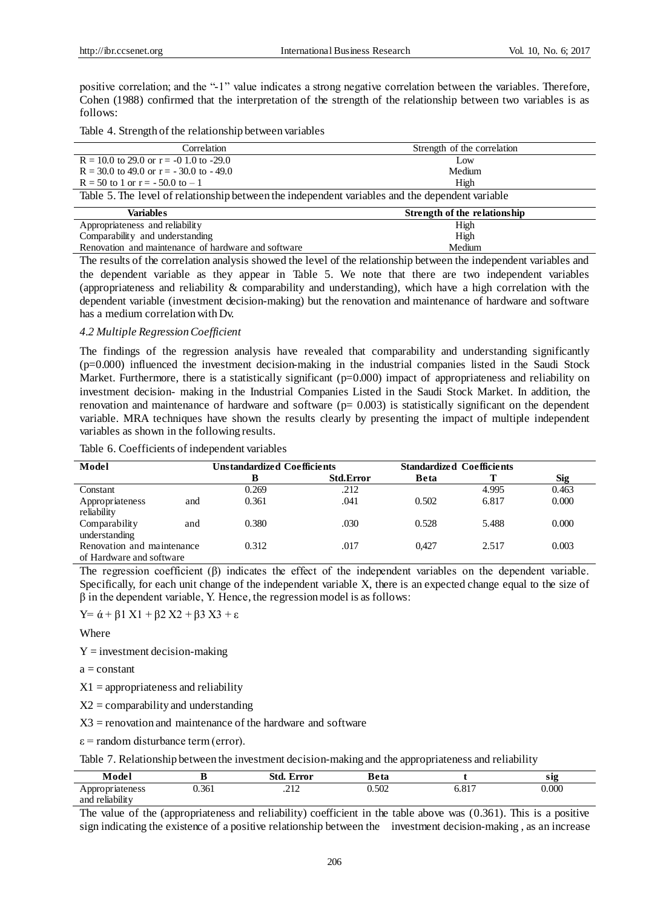positive correlation; and the "-1" value indicates a strong negative correlation between the variables. Therefore, Cohen (1988) confirmed that the interpretation of the strength of the relationship between two variables is as follows:

Table 4. Strength of the relationship between variables

| Correlation | Strength of the correlation |
|---|---|
| R = 10.0 to 29.0 or r = -0 1.0 to -29.0 | Low |
| R = 30.0 to 49.0 or r = - 30.0 to - 49.0 | Medium |
| R = 50 to 1 or r = - 50.0 to – 1 | High |

Table 5. The level of relationship between the independent variables and the dependent variable

| Variables | Strength of the relationship |
|---|---|
| Appropriateness and reliability | High |
| Comparability and understanding | High |
| Renovation and maintenance of hardware and software | Medium |

The results of the correlation analysis showed the level of the relationship between the independent variables and the dependent variable as they appear in Table 5. We note that there are two independent variables (appropriateness and reliability & comparability and understanding), which have a high correlation with the dependent variable (investment decision-making) but the renovation and maintenance of hardware and software has a medium correlation with Dv.

### *4.2 Multiple Regression Coefficient*

The findings of the regression analysis have revealed that comparability and understanding significantly (p=0.000) influenced the investment decision-making in the industrial companies listed in the Saudi Stock Market. Furthermore, there is a statistically significant (p=0.000) impact of appropriateness and reliability on investment decision- making in the Industrial Companies Listed in the Saudi Stock Market. In addition, the renovation and maintenance of hardware and software (p= 0.003) is statistically significant on the dependent variable. MRA techniques have shown the results clearly by presenting the impact of multiple independent variables as shown in the following results.

Table 6. Coefficients of independent variables

| Model | Unstandardized Coefficients | | Standardized Coefficients | | |
|---|---|---|---|---|---|
| | B | Std.Error | Beta | T | Sig |
| Constant | 0.269 | .212 | | 4.995 | 0.463 |
| Appropriateness and reliability | 0.361 | .041 | 0.502 | 6.817 | 0.000 |
| Comparability and understanding | 0.380 | .030 | 0.528 | 5.488 | 0.000 |
| Renovation and maintenance of Hardware and software | 0.312 | .017 | 0,427 | 2.517 | 0.003 |

The regression coefficient (β) indicates the effect of the independent variables on the dependent variable. Specifically, for each unit change of the independent variable X, there is an expected change equal to the size of β in the dependent variable, Y. Hence, the regression model is as follows:

$$Y = \acute{\alpha} + \beta 1\ X1 + \beta 2\ X2 + \beta 3\ X3 + \varepsilon$$

Where

Y = investment decision-making

a = constant

X1 = appropriateness and reliability

X2 = comparability and understanding

X3 = renovation and maintenance of the hardware and software

ε = random disturbance term (error).

Table 7. Relationship between the investment decision-making and the appropriateness and reliability

| Model | B | Std. Error | Beta | t | sig |
|---|---|---|---|---|---|
| Appropriateness and reliability | 0.361 | .212 | 0.502 | 6.817 | 0.000 |

The value of the (appropriateness and reliability) coefficient in the table above was (0.361). This is a positive sign indicating the existence of a positive relationship between the investment decision-making , as an increase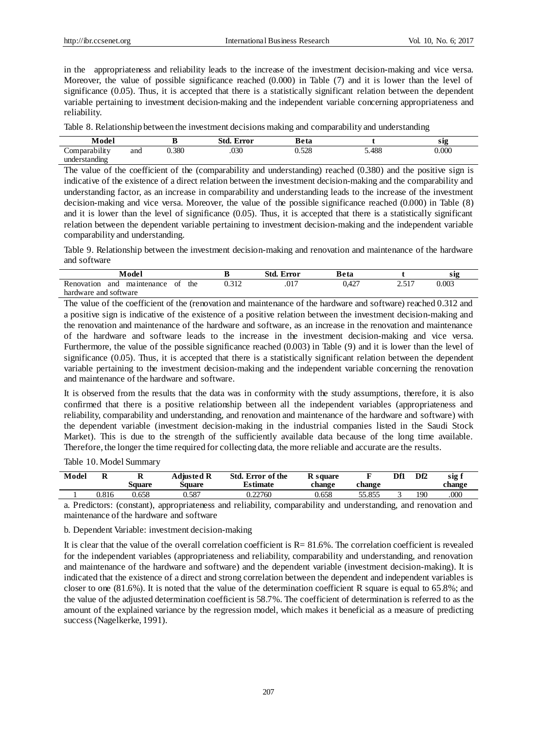in the appropriateness and reliability leads to the increase of the investment decision-making and vice versa. Moreover, the value of possible significance reached (0.000) in Table (7) and it is lower than the level of significance (0.05). Thus, it is accepted that there is a statistically significant relation between the dependent variable pertaining to investment decision-making and the independent variable concerning appropriateness and reliability.

Table 8. Relationship between the investment decisions making and comparability and understanding

| Model | B | Std. Error | Beta | t | sig |
|---|---|---|---|---|---|
| Comparability and understanding | 0.380 | .030 | 0.528 | 5.488 | 0.000 |

The value of the coefficient of the (comparability and understanding) reached (0.380) and the positive sign is indicative of the existence of a direct relation between the investment decision-making and the comparability and understanding factor, as an increase in comparability and understanding leads to the increase of the investment decision-making and vice versa. Moreover, the value of the possible significance reached (0.000) in Table (8) and it is lower than the level of significance (0.05). Thus, it is accepted that there is a statistically significant relation between the dependent variable pertaining to investment decision-making and the independent variable comparability and understanding.

Table 9. Relationship between the investment decision-making and renovation and maintenance of the hardware and software

| Model | B | Std. Error | Beta | t | sig |
|---|---|---|---|---|---|
| Renovation and maintenance of the hardware and software | 0.312 | .017 | 0,427 | 2.517 | 0.003 |

The value of the coefficient of the (renovation and maintenance of the hardware and software) reached 0.312 and a positive sign is indicative of the existence of a positive relation between the investment decision-making and the renovation and maintenance of the hardware and software, as an increase in the renovation and maintenance of the hardware and software leads to the increase in the investment decision-making and vice versa. Furthermore, the value of the possible significance reached (0.003) in Table (9) and it is lower than the level of significance (0.05). Thus, it is accepted that there is a statistically significant relation between the dependent variable pertaining to the investment decision-making and the independent variable concerning the renovation and maintenance of the hardware and software.

It is observed from the results that the data was in conformity with the study assumptions, therefore, it is also confirmed that there is a positive relationship between all the independent variables (appropriateness and reliability, comparability and understanding, and renovation and maintenance of the hardware and software) with the dependent variable (investment decision-making in the industrial companies listed in the Saudi Stock Market). This is due to the strength of the sufficiently available data because of the long time available. Therefore, the longer the time required for collecting data, the more reliable and accurate are the results.

Table 10. Model Summary

| Model | R | R Square | Adjusted R Square | Std. Error of the Estimate | R square change | F change | Df1 | Df2 | sig f change |
|---|---|---|---|---|---|---|---|---|---|
| 1 | 0.816 | 0.658 | 0.587 | 0.22760 | 0.658 | 55.855 | 3 | 190 | .000 |

a. Predictors: (constant), appropriateness and reliability, comparability and understanding, and renovation and maintenance of the hardware and software

b. Dependent Variable: investment decision-making

It is clear that the value of the overall correlation coefficient is R= 81.6%. The correlation coefficient is revealed for the independent variables (appropriateness and reliability, comparability and understanding, and renovation and maintenance of the hardware and software) and the dependent variable (investment decision-making). It is indicated that the existence of a direct and strong correlation between the dependent and independent variables is closer to one (81.6%). It is noted that the value of the determination coefficient R square is equal to 65.8%; and the value of the adjusted determination coefficient is 58.7%. The coefficient of determination is referred to as the amount of the explained variance by the regression model, which makes it beneficial as a measure of predicting success (Nagelkerke, 1991).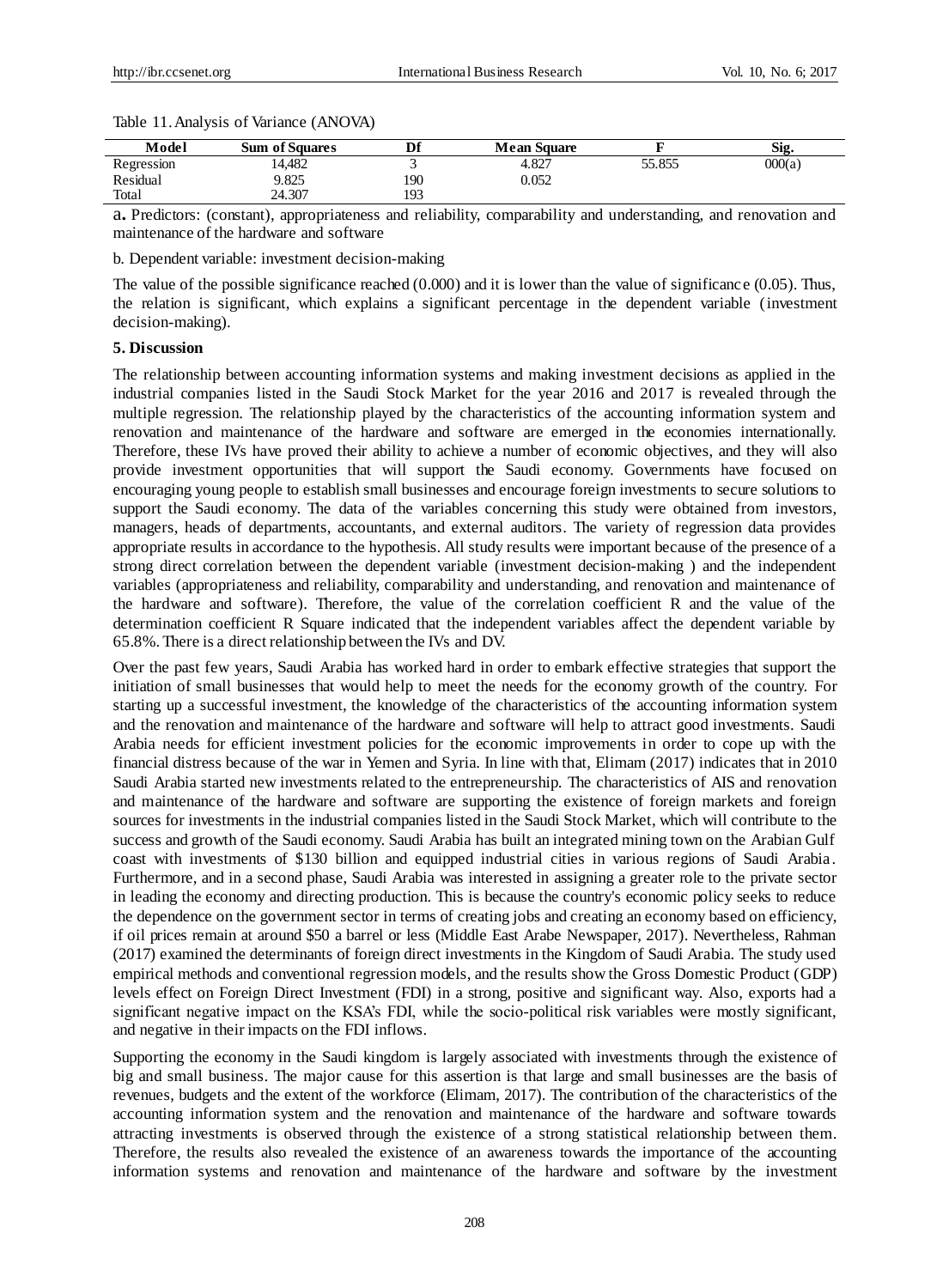Table 11. Analysis of Variance (ANOVA)

| Model | Sum of Squares | Df | Mean Square | F | Sig. |
|---|---|---|---|---|---|
| Regression | 14,482 | 3 | 4.827 | 55.855 | 000(a) |
| Residual | 9.825 | 190 | 0.052 | | |
| Total | 24.307 | 193 | | | |

a. Predictors: (constant), appropriateness and reliability, comparability and understanding, and renovation and maintenance of the hardware and software

b. Dependent variable: investment decision-making

The value of the possible significance reached (0.000) and it is lower than the value of significance (0.05). Thus, the relation is significant, which explains a significant percentage in the dependent variable (investment decision-making).

## 5. Discussion

The relationship between accounting information systems and making investment decisions as applied in the industrial companies listed in the Saudi Stock Market for the year 2016 and 2017 is revealed through the multiple regression. The relationship played by the characteristics of the accounting information system and renovation and maintenance of the hardware and software are emerged in the economies internationally. Therefore, these IVs have proved their ability to achieve a number of economic objectives, and they will also provide investment opportunities that will support the Saudi economy. Governments have focused on encouraging young people to establish small businesses and encourage foreign investments to secure solutions to support the Saudi economy. The data of the variables concerning this study were obtained from investors, managers, heads of departments, accountants, and external auditors. The variety of regression data provides appropriate results in accordance to the hypothesis. All study results were important because of the presence of a strong direct correlation between the dependent variable (investment decision-making ) and the independent variables (appropriateness and reliability, comparability and understanding, and renovation and maintenance of the hardware and software). Therefore, the value of the correlation coefficient R and the value of the determination coefficient R Square indicated that the independent variables affect the dependent variable by 65.8%. There is a direct relationship between the IVs and DV.

Over the past few years, Saudi Arabia has worked hard in order to embark effective strategies that support the initiation of small businesses that would help to meet the needs for the economy growth of the country. For starting up a successful investment, the knowledge of the characteristics of the accounting information system and the renovation and maintenance of the hardware and software will help to attract good investments. Saudi Arabia needs for efficient investment policies for the economic improvements in order to cope up with the financial distress because of the war in Yemen and Syria. In line with that, Elimam (2017) indicates that in 2010 Saudi Arabia started new investments related to the entrepreneurship. The characteristics of AIS and renovation and maintenance of the hardware and software are supporting the existence of foreign markets and foreign sources for investments in the industrial companies listed in the Saudi Stock Market, which will contribute to the success and growth of the Saudi economy. Saudi Arabia has built an integrated mining town on the Arabian Gulf coast with investments of $130 billion and equipped industrial cities in various regions of Saudi Arabia. Furthermore, and in a second phase, Saudi Arabia was interested in assigning a greater role to the private sector in leading the economy and directing production. This is because the country's economic policy seeks to reduce the dependence on the government sector in terms of creating jobs and creating an economy based on efficiency, if oil prices remain at around $50 a barrel or less (Middle East Arabe Newspaper, 2017). Nevertheless, Rahman (2017) examined the determinants of foreign direct investments in the Kingdom of Saudi Arabia. The study used empirical methods and conventional regression models, and the results show the Gross Domestic Product (GDP) levels effect on Foreign Direct Investment (FDI) in a strong, positive and significant way. Also, exports had a significant negative impact on the KSA's FDI, while the socio-political risk variables were mostly significant, and negative in their impacts on the FDI inflows.

Supporting the economy in the Saudi kingdom is largely associated with investments through the existence of big and small business. The major cause for this assertion is that large and small businesses are the basis of revenues, budgets and the extent of the workforce (Elimam, 2017). The contribution of the characteristics of the accounting information system and the renovation and maintenance of the hardware and software towards attracting investments is observed through the existence of a strong statistical relationship between them. Therefore, the results also revealed the existence of an awareness towards the importance of the accounting information systems and renovation and maintenance of the hardware and software by the investment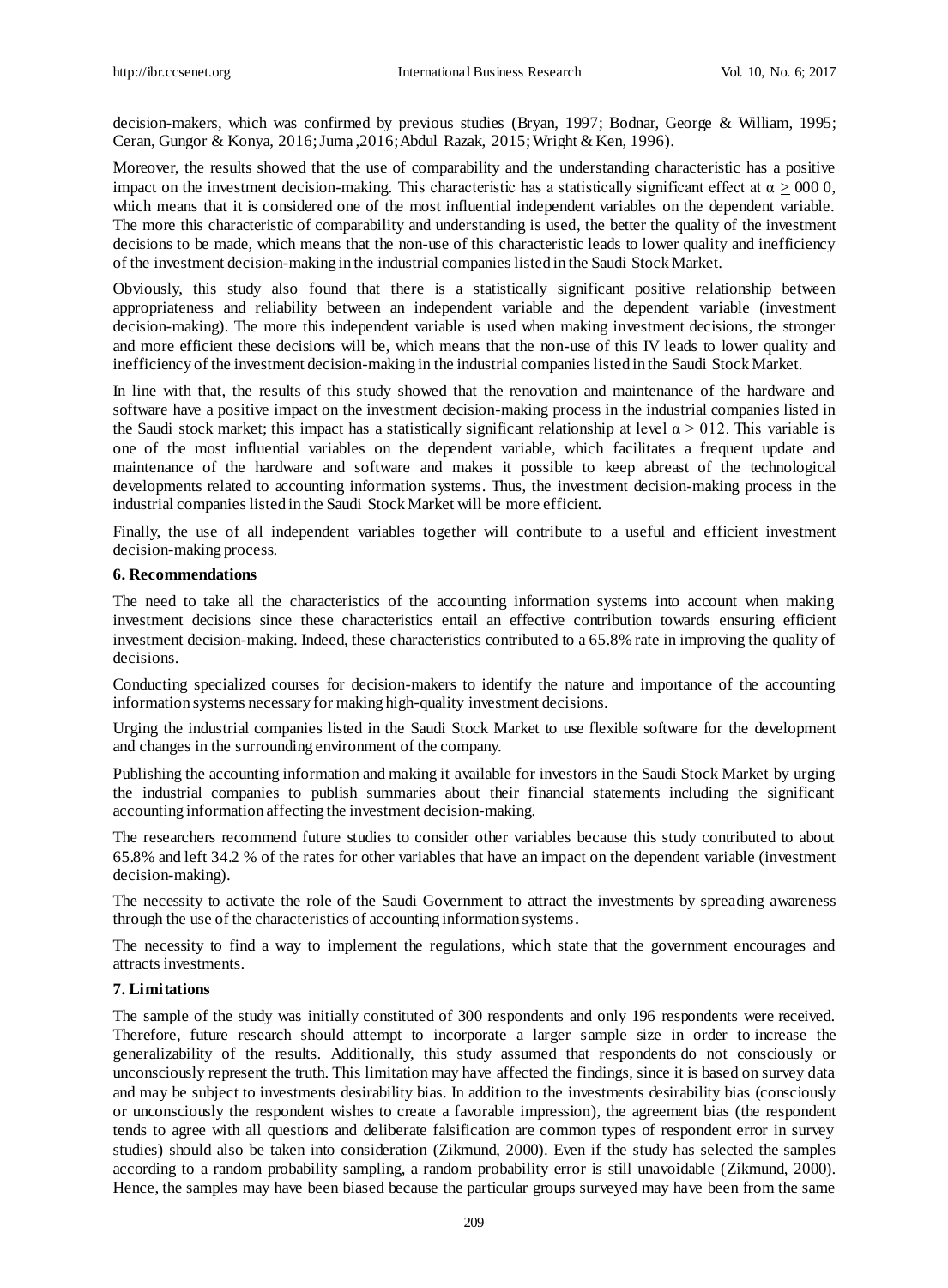decision-makers, which was confirmed by previous studies (Bryan, 1997; Bodnar, George & William, 1995; Ceran, Gungor & Konya, 2016; Juma ,2016; Abdul Razak, 2015; Wright & Ken, 1996).

Moreover, the results showed that the use of comparability and the understanding characteristic has a positive impact on the investment decision-making. This characteristic has a statistically significant effect at $\alpha \geq 000\ 0$, which means that it is considered one of the most influential independent variables on the dependent variable. The more this characteristic of comparability and understanding is used, the better the quality of the investment decisions to be made, which means that the non-use of this characteristic leads to lower quality and inefficiency of the investment decision-making in the industrial companies listed in the Saudi Stock Market.

Obviously, this study also found that there is a statistically significant positive relationship between appropriateness and reliability between an independent variable and the dependent variable (investment decision-making). The more this independent variable is used when making investment decisions, the stronger and more efficient these decisions will be, which means that the non-use of this IV leads to lower quality and inefficiency of the investment decision-making in the industrial companies listed in the Saudi Stock Market.

In line with that, the results of this study showed that the renovation and maintenance of the hardware and software have a positive impact on the investment decision-making process in the industrial companies listed in the Saudi stock market; this impact has a statistically significant relationship at level $\alpha > 012$. This variable is one of the most influential variables on the dependent variable, which facilitates a frequent update and maintenance of the hardware and software and makes it possible to keep abreast of the technological developments related to accounting information systems. Thus, the investment decision-making process in the industrial companies listed in the Saudi Stock Market will be more efficient.

Finally, the use of all independent variables together will contribute to a useful and efficient investment decision-making process.

## 6. Recommendations

The need to take all the characteristics of the accounting information systems into account when making investment decisions since these characteristics entail an effective contribution towards ensuring efficient investment decision-making. Indeed, these characteristics contributed to a 65.8% rate in improving the quality of decisions.

Conducting specialized courses for decision-makers to identify the nature and importance of the accounting information systems necessary for making high-quality investment decisions.

Urging the industrial companies listed in the Saudi Stock Market to use flexible software for the development and changes in the surrounding environment of the company.

Publishing the accounting information and making it available for investors in the Saudi Stock Market by urging the industrial companies to publish summaries about their financial statements including the significant accounting information affecting the investment decision-making.

The researchers recommend future studies to consider other variables because this study contributed to about 65.8% and left 34.2 % of the rates for other variables that have an impact on the dependent variable (investment decision-making).

The necessity to activate the role of the Saudi Government to attract the investments by spreading awareness through the use of the characteristics of accounting information systems.

The necessity to find a way to implement the regulations, which state that the government encourages and attracts investments.

## 7. Limitations

The sample of the study was initially constituted of 300 respondents and only 196 respondents were received. Therefore, future research should attempt to incorporate a larger sample size in order to increase the generalizability of the results. Additionally, this study assumed that respondents do not consciously or unconsciously represent the truth. This limitation may have affected the findings, since it is based on survey data and may be subject to investments desirability bias. In addition to the investments desirability bias (consciously or unconsciously the respondent wishes to create a favorable impression), the agreement bias (the respondent tends to agree with all questions and deliberate falsification are common types of respondent error in survey studies) should also be taken into consideration (Zikmund, 2000). Even if the study has selected the samples according to a random probability sampling, a random probability error is still unavoidable (Zikmund, 2000). Hence, the samples may have been biased because the particular groups surveyed may have been from the same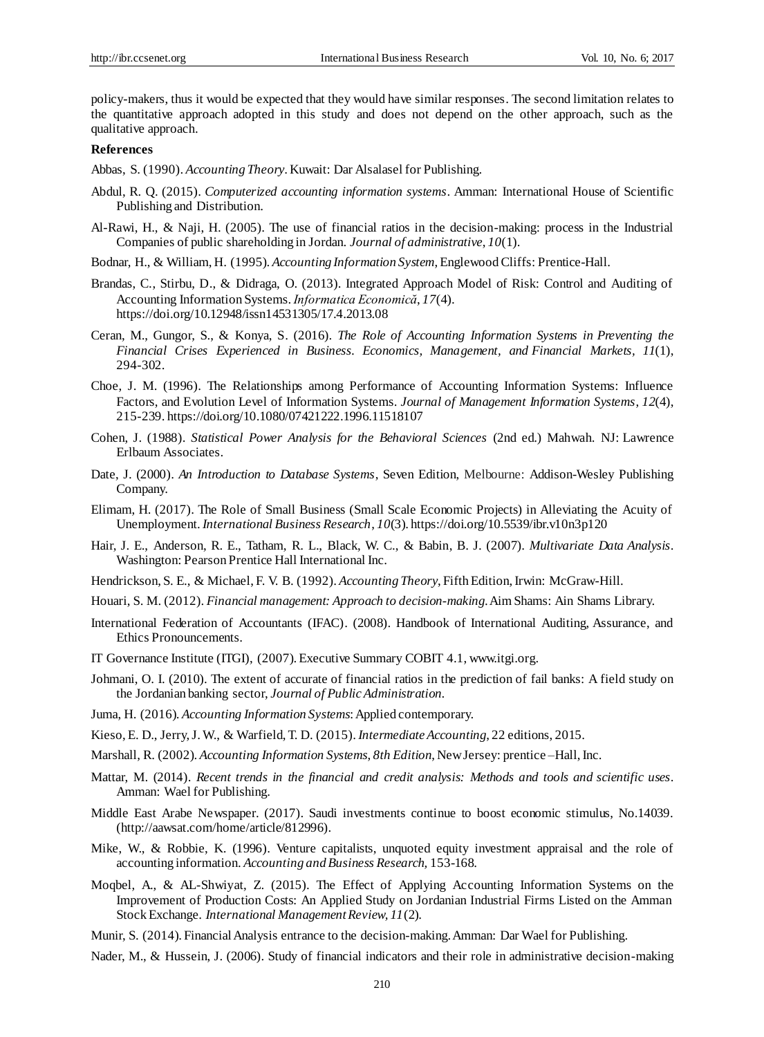policy-makers, thus it would be expected that they would have similar responses. The second limitation relates to the quantitative approach adopted in this study and does not depend on the other approach, such as the qualitative approach.

**References**

Abbas, S. (1990). *Accounting Theory*. Kuwait: Dar Alsalasel for Publishing.

Abdul, R. Q. (2015). *Computerized accounting information systems*. Amman: International House of Scientific Publishing and Distribution.

Al-Rawi, H., & Naji, H. (2005). The use of financial ratios in the decision-making: process in the Industrial Companies of public shareholding in Jordan. *Journal of administrative*, *10*(1).

Bodnar, H., & William, H. (1995). *Accounting Information System*, Englewood Cliffs: Prentice-Hall.

Brandas, C., Stirbu, D., & Didraga, O. (2013). Integrated Approach Model of Risk: Control and Auditing of Accounting Information Systems. *Informatica Economică*, *17*(4). https://doi.org/10.12948/issn14531305/17.4.2013.08

Ceran, M., Gungor, S., & Konya, S. (2016). *The Role of Accounting Information Systems in Preventing the Financial Crises Experienced in Business. Economics, Management, and Financial Markets, 11*(1), 294-302.

Choe, J. M. (1996). The Relationships among Performance of Accounting Information Systems: Influence Factors, and Evolution Level of Information Systems. *Journal of Management Information Systems*, *12*(4), 215-239. https://doi.org/10.1080/07421222.1996.11518107

Cohen, J. (1988). *Statistical Power Analysis for the Behavioral Sciences* (2nd ed.) Mahwah. NJ: Lawrence Erlbaum Associates.

Date, J. (2000). *An Introduction to Database Systems*, Seven Edition, Melbourne: Addison-Wesley Publishing Company.

Elimam, H. (2017). The Role of Small Business (Small Scale Economic Projects) in Alleviating the Acuity of Unemployment. *International Business Research*, *10*(3). https://doi.org/10.5539/ibr.v10n3p120

Hair, J. E., Anderson, R. E., Tatham, R. L., Black, W. C., & Babin, B. J. (2007). *Multivariate Data Analysis*. Washington: Pearson Prentice Hall International Inc.

Hendrickson, S. E., & Michael, F. V. B. (1992). *Accounting Theory*, Fifth Edition, Irwin: McGraw-Hill.

Houari, S. M. (2012). *Financial management: Approach to decision-making*. Aim Shams: Ain Shams Library.

International Federation of Accountants (IFAC). (2008). Handbook of International Auditing, Assurance, and Ethics Pronouncements.

IT Governance Institute (ITGI), (2007). Executive Summary COBIT 4.1, www.itgi.org.

Johmani, O. I. (2010). The extent of accurate of financial ratios in the prediction of fail banks: A field study on the Jordanian banking sector, *Journal of Public Administration*.

Juma, H. (2016). *Accounting Information Systems*: Applied contemporary.

Kieso, E. D., Jerry, J. W., & Warfield, T. D. (2015). *Intermediate Accounting*, 22 editions, 2015.

Marshall, R. (2002). *Accounting Information Systems, 8th Edition*, New Jersey: prentice –Hall, Inc.

Mattar, M. (2014). *Recent trends in the financial and credit analysis: Methods and tools and scientific uses*. Amman: Wael for Publishing.

Middle East Arabe Newspaper. (2017). Saudi investments continue to boost economic stimulus, No.14039. (http://aawsat.com/home/article/812996).

Mike, W., & Robbie, K. (1996). Venture capitalists, unquoted equity investment appraisal and the role of accounting information. *Accounting and Business Research*, 153-168.

Moqbel, A., & AL-Shwiyat, Z. (2015). The Effect of Applying Accounting Information Systems on the Improvement of Production Costs: An Applied Study on Jordanian Industrial Firms Listed on the Amman Stock Exchange. *International Management Review*, *11*(2).

Munir, S. (2014). Financial Analysis entrance to the decision-making. Amman: Dar Wael for Publishing.

Nader, M., & Hussein, J. (2006). Study of financial indicators and their role in administrative decision-making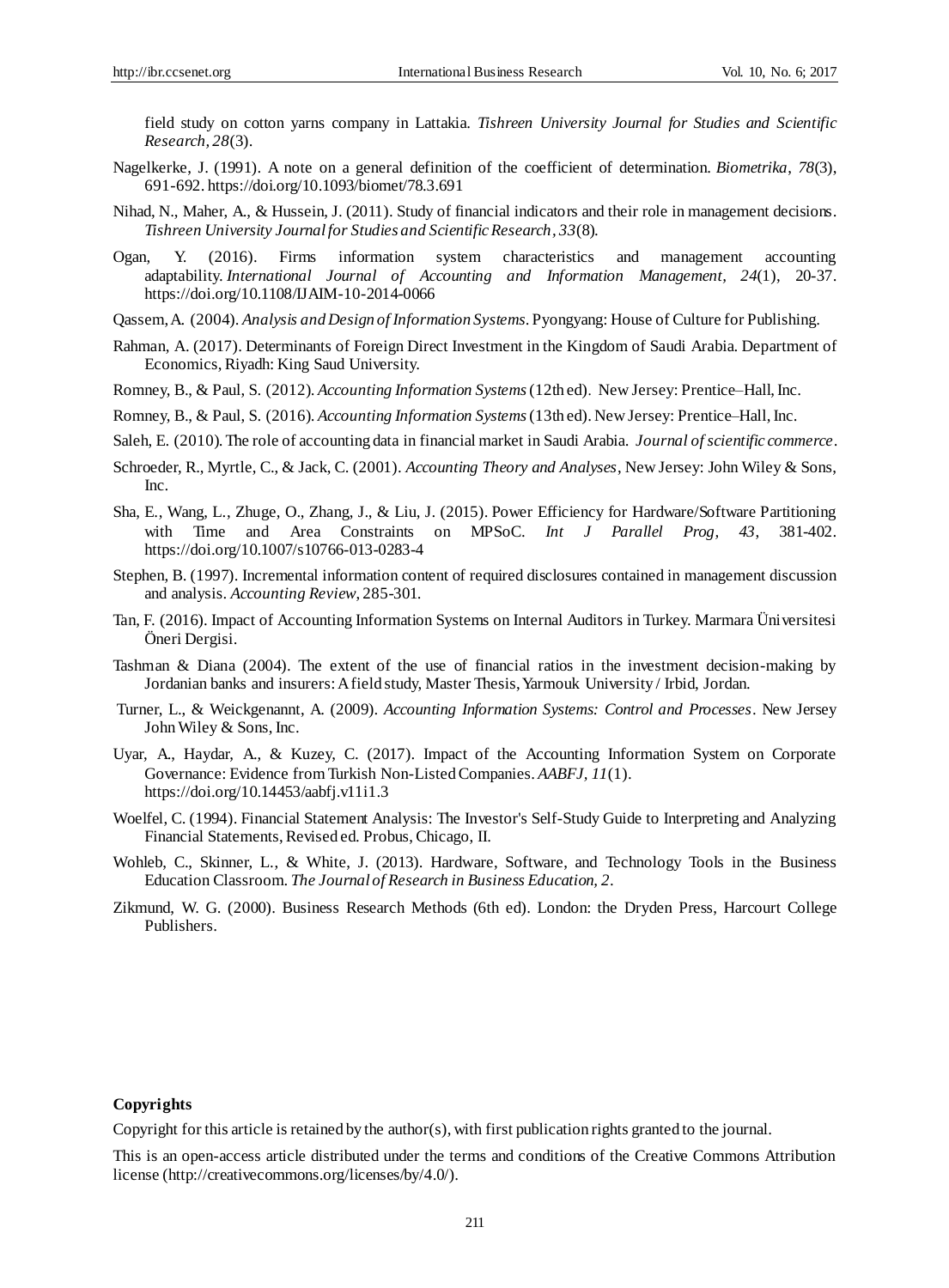field study on cotton yarns company in Lattakia. *Tishreen University Journal for Studies and Scientific Research*, *28*(3).

Nagelkerke, J. (1991). A note on a general definition of the coefficient of determination. *Biometrika*, *78*(3), 691-692. https://doi.org/10.1093/biomet/78.3.691

Nihad, N., Maher, A., & Hussein, J. (2011). Study of financial indicators and their role in management decisions. *Tishreen University Journal for Studies and Scientific Research*, *33*(8).

Ogan, Y. (2016). Firms information system characteristics and management accounting adaptability. *International Journal of Accounting and Information Management*, *24*(1), 20-37. https://doi.org/10.1108/IJAIM-10-2014-0066

Qassem, A. (2004). *Analysis and Design of Information Systems*. Pyongyang: House of Culture for Publishing.

Rahman, A. (2017). Determinants of Foreign Direct Investment in the Kingdom of Saudi Arabia. Department of Economics, Riyadh: King Saud University.

Romney, B., & Paul, S. (2012). *Accounting Information Systems* (12th ed). New Jersey: Prentice–Hall, Inc.

Romney, B., & Paul, S. (2016). *Accounting Information Systems* (13th ed). New Jersey: Prentice–Hall, Inc.

Saleh, E. (2010). The role of accounting data in financial market in Saudi Arabia. *Journal of scientific commerce*.

Schroeder, R., Myrtle, C., & Jack, C. (2001). *Accounting Theory and Analyses*, New Jersey: John Wiley & Sons, Inc.

Sha, E., Wang, L., Zhuge, O., Zhang, J., & Liu, J. (2015). Power Efficiency for Hardware/Software Partitioning with Time and Area Constraints on MPSoC. *Int J Parallel Prog, 43*, 381-402. https://doi.org/10.1007/s10766-013-0283-4

Stephen, B. (1997). Incremental information content of required disclosures contained in management discussion and analysis. *Accounting Review*, 285-301.

Tan, F. (2016). Impact of Accounting Information Systems on Internal Auditors in Turkey. Marmara Üniversitesi Öneri Dergisi.

Tashman & Diana (2004). The extent of the use of financial ratios in the investment decision-making by Jordanian banks and insurers: A field study, Master Thesis, Yarmouk University / Irbid, Jordan.

Turner, L., & Weickgenannt, A. (2009). *Accounting Information Systems: Control and Processes*. New Jersey John Wiley & Sons, Inc.

Uyar, A., Haydar, A., & Kuzey, C. (2017). Impact of the Accounting Information System on Corporate Governance: Evidence from Turkish Non-Listed Companies. *AABFJ, 11*(1). https://doi.org/10.14453/aabfj.v11i1.3

Woelfel, C. (1994). Financial Statement Analysis: The Investor's Self-Study Guide to Interpreting and Analyzing Financial Statements, Revised ed. Probus, Chicago, II.

Wohleb, C., Skinner, L., & White, J. (2013). Hardware, Software, and Technology Tools in the Business Education Classroom. *The Journal of Research in Business Education*, *2*.

Zikmund, W. G. (2000). Business Research Methods (6th ed). London: the Dryden Press, Harcourt College Publishers.

**Copyrights**

Copyright for this article is retained by the author(s), with first publication rights granted to the journal.

This is an open-access article distributed under the terms and conditions of the Creative Commons Attribution license (http://creativecommons.org/licenses/by/4.0/).